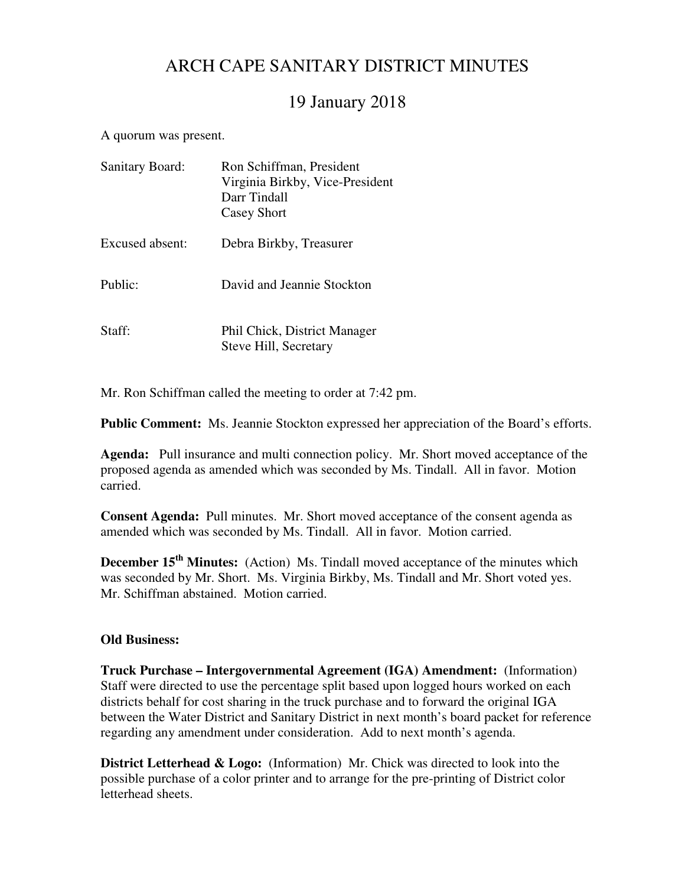# ARCH CAPE SANITARY DISTRICT MINUTES

## 19 January 2018

A quorum was present.

| | |
|---|---|
| Sanitary Board: | Ron Schiffman, President<br>Virginia Birkby, Vice-President<br>Darr Tindall<br>Casey Short |
| Excused absent: | Debra Birkby, Treasurer |
| Public: | David and Jeannie Stockton |
| Staff: | Phil Chick, District Manager<br>Steve Hill, Secretary |

Mr. Ron Schiffman called the meeting to order at 7:42 pm.

**Public Comment:** Ms. Jeannie Stockton expressed her appreciation of the Board's efforts.

**Agenda:** Pull insurance and multi connection policy. Mr. Short moved acceptance of the proposed agenda as amended which was seconded by Ms. Tindall. All in favor. Motion carried.

**Consent Agenda:** Pull minutes. Mr. Short moved acceptance of the consent agenda as amended which was seconded by Ms. Tindall. All in favor. Motion carried.

**December 15th Minutes:** (Action) Ms. Tindall moved acceptance of the minutes which was seconded by Mr. Short. Ms. Virginia Birkby, Ms. Tindall and Mr. Short voted yes. Mr. Schiffman abstained. Motion carried.

**Old Business:**

**Truck Purchase – Intergovernmental Agreement (IGA) Amendment:** (Information) Staff were directed to use the percentage split based upon logged hours worked on each districts behalf for cost sharing in the truck purchase and to forward the original IGA between the Water District and Sanitary District in next month's board packet for reference regarding any amendment under consideration. Add to next month's agenda.

**District Letterhead & Logo:** (Information) Mr. Chick was directed to look into the possible purchase of a color printer and to arrange for the pre-printing of District color letterhead sheets.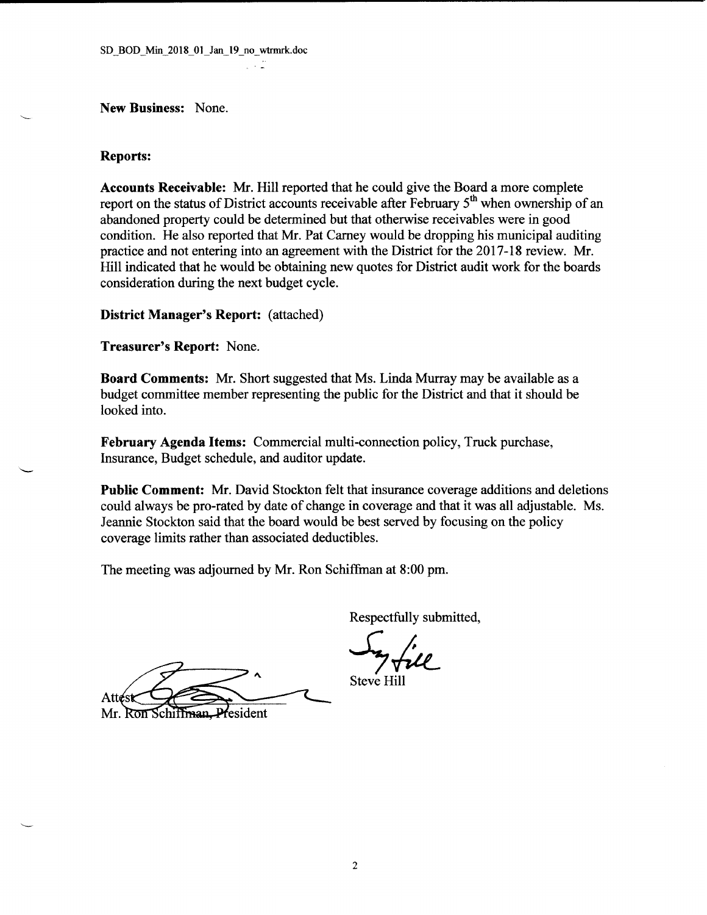**New Business:** None.

**Reports:**

**Accounts Receivable:** Mr. Hill reported that he could give the Board a more complete report on the status of District accounts receivable after February 5th when ownership of an abandoned property could be determined but that otherwise receivables were in good condition. He also reported that Mr. Pat Carney would be dropping his municipal auditing practice and not entering into an agreement with the District for the 2017-18 review. Mr. Hill indicated that he would be obtaining new quotes for District audit work for the boards consideration during the next budget cycle.

**District Manager's Report:** (attached)

**Treasurer's Report:** None.

**Board Comments:** Mr. Short suggested that Ms. Linda Murray may be available as a budget committee member representing the public for the District and that it should be looked into.

**February Agenda Items:** Commercial multi-connection policy, Truck purchase, Insurance, Budget schedule, and auditor update.

**Public Comment:** Mr. David Stockton felt that insurance coverage additions and deletions could always be pro-rated by date of change in coverage and that it was all adjustable. Ms. Jeannie Stockton said that the board would be best served by focusing on the policy coverage limits rather than associated deductibles.

The meeting was adjourned by Mr. Ron Schiffman at 8:00 pm.

Respectfully submitted,

Steve Hill

Attest
Mr. Ron Schiffman, President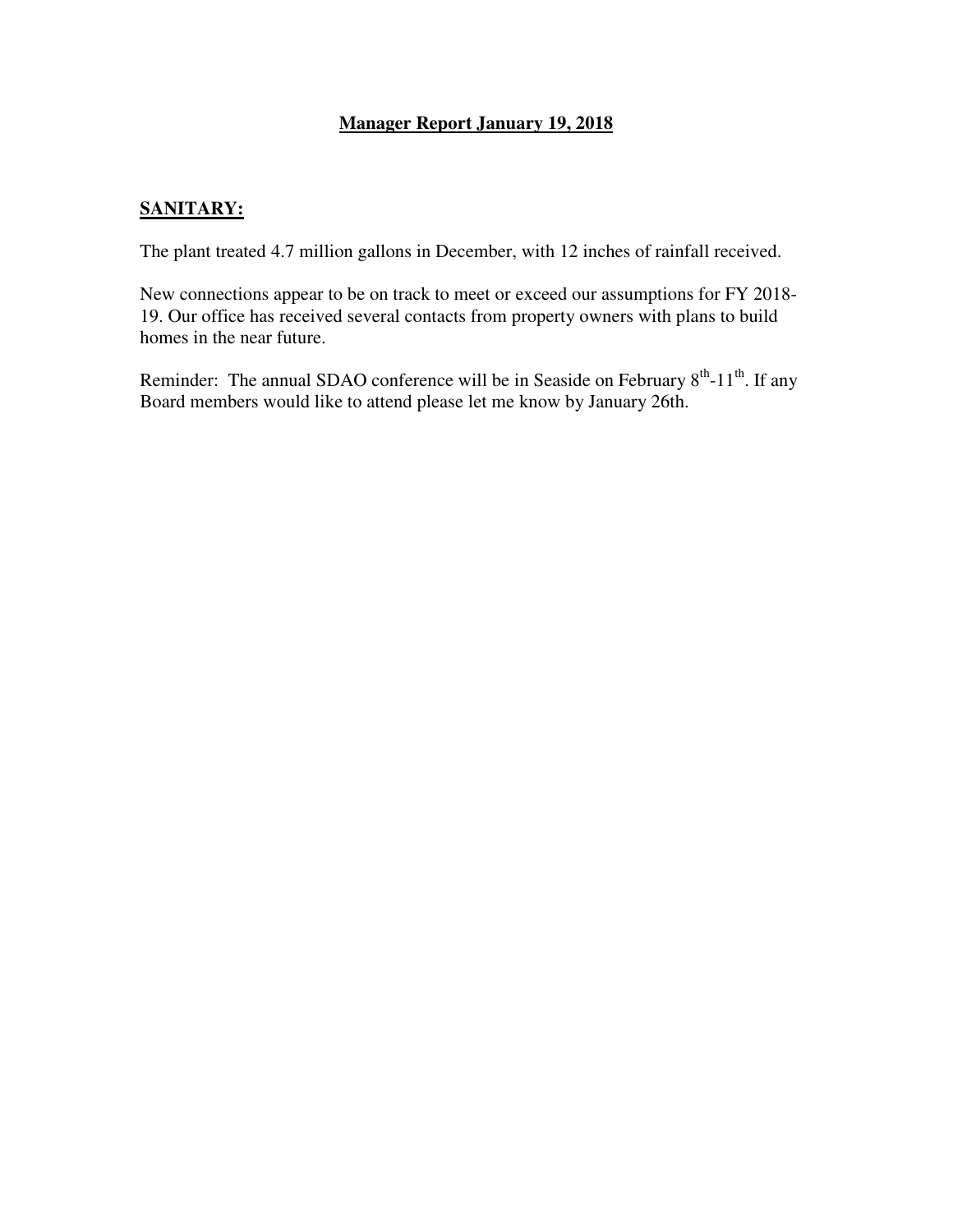# **Manager Report January 19, 2018**

## **SANITARY:**

The plant treated 4.7 million gallons in December, with 12 inches of rainfall received.

New connections appear to be on track to meet or exceed our assumptions for FY 2018-19. Our office has received several contacts from property owners with plans to build homes in the near future.

Reminder: The annual SDAO conference will be in Seaside on February 8th-11th. If any Board members would like to attend please let me know by January 26th.